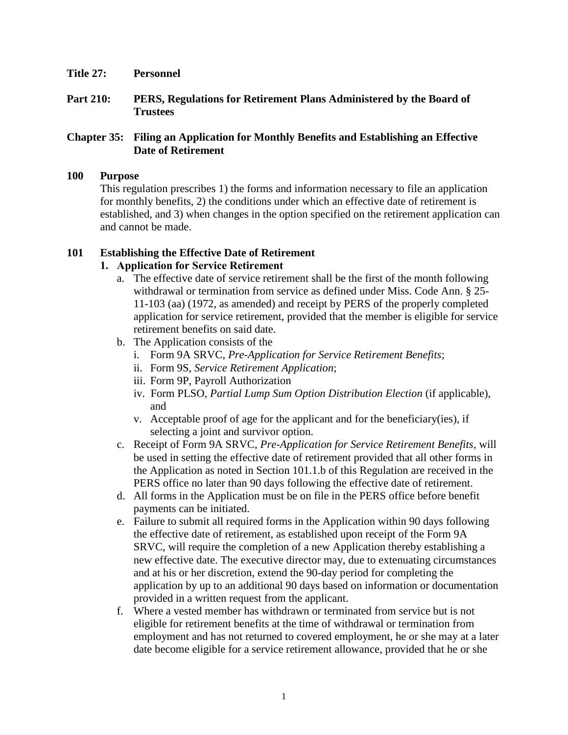**Title 27: Personnel**

**Part 210: PERS, Regulations for Retirement Plans Administered by the Board of Trustees**

**Chapter 35: Filing an Application for Monthly Benefits and Establishing an Effective Date of Retirement**

## 100 Purpose

This regulation prescribes 1) the forms and information necessary to file an application for monthly benefits, 2) the conditions under which an effective date of retirement is established, and 3) when changes in the option specified on the retirement application can and cannot be made.

## 101 Establishing the Effective Date of Retirement

1. **Application for Service Retirement**
   a. The effective date of service retirement shall be the first of the month following withdrawal or termination from service as defined under Miss. Code Ann. § 25-11-103 (aa) (1972, as amended) and receipt by PERS of the properly completed application for service retirement, provided that the member is eligible for service retirement benefits on said date.
   b. The Application consists of the
      i. Form 9A SRVC, *Pre-Application for Service Retirement Benefits*;
      ii. Form 9S, *Service Retirement Application*;
      iii. Form 9P, Payroll Authorization
      iv. Form PLSO, *Partial Lump Sum Option Distribution Election* (if applicable), and
      v. Acceptable proof of age for the applicant and for the beneficiary(ies), if selecting a joint and survivor option.
   c. Receipt of Form 9A SRVC, *Pre-Application for Service Retirement Benefits*, will be used in setting the effective date of retirement provided that all other forms in the Application as noted in Section 101.1.b of this Regulation are received in the PERS office no later than 90 days following the effective date of retirement.
   d. All forms in the Application must be on file in the PERS office before benefit payments can be initiated.
   e. Failure to submit all required forms in the Application within 90 days following the effective date of retirement, as established upon receipt of the Form 9A SRVC, will require the completion of a new Application thereby establishing a new effective date. The executive director may, due to extenuating circumstances and at his or her discretion, extend the 90-day period for completing the application by up to an additional 90 days based on information or documentation provided in a written request from the applicant.
   f. Where a vested member has withdrawn or terminated from service but is not eligible for retirement benefits at the time of withdrawal or termination from employment and has not returned to covered employment, he or she may at a later date become eligible for a service retirement allowance, provided that he or she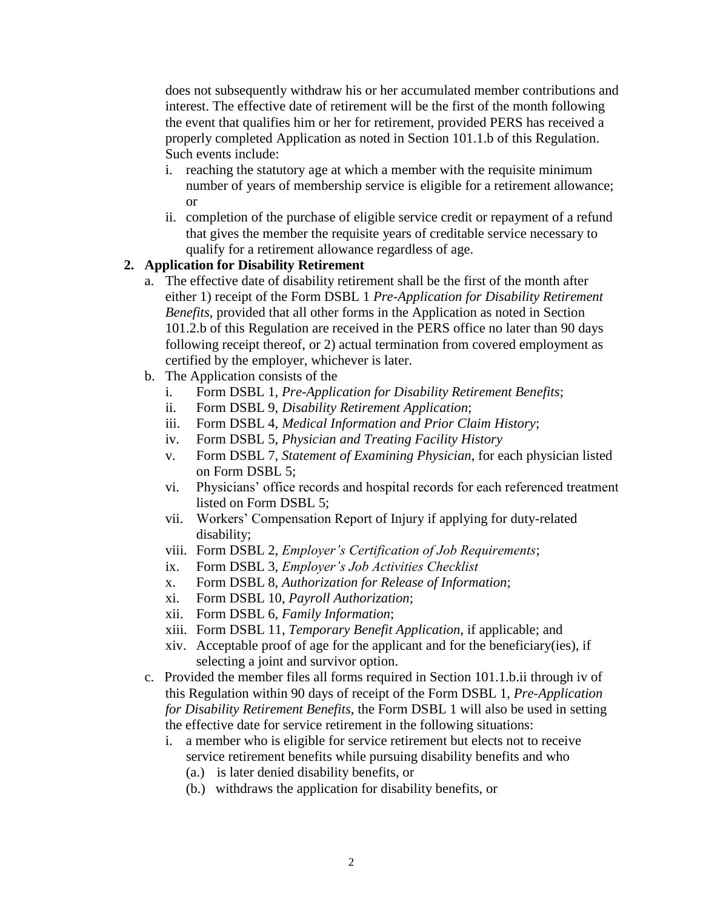does not subsequently withdraw his or her accumulated member contributions and interest. The effective date of retirement will be the first of the month following the event that qualifies him or her for retirement, provided PERS has received a properly completed Application as noted in Section 101.1.b of this Regulation. Such events include:

   i. reaching the statutory age at which a member with the requisite minimum number of years of membership service is eligible for a retirement allowance; or
   ii. completion of the purchase of eligible service credit or repayment of a refund that gives the member the requisite years of creditable service necessary to qualify for a retirement allowance regardless of age.

**2. Application for Disability Retirement**

a. The effective date of disability retirement shall be the first of the month after either 1) receipt of the Form DSBL 1 *Pre-Application for Disability Retirement Benefits*, provided that all other forms in the Application as noted in Section 101.2.b of this Regulation are received in the PERS office no later than 90 days following receipt thereof, or 2) actual termination from covered employment as certified by the employer, whichever is later.

b. The Application consists of the
   i. Form DSBL 1, *Pre-Application for Disability Retirement Benefits*;
   ii. Form DSBL 9, *Disability Retirement Application*;
   iii. Form DSBL 4, *Medical Information and Prior Claim History*;
   iv. Form DSBL 5, *Physician and Treating Facility History*
   v. Form DSBL 7, *Statement of Examining Physician*, for each physician listed on Form DSBL 5;
   vi. Physicians' office records and hospital records for each referenced treatment listed on Form DSBL 5;
   vii. Workers' Compensation Report of Injury if applying for duty-related disability;
   viii. Form DSBL 2, *Employer's Certification of Job Requirements*;
   ix. Form DSBL 3, *Employer's Job Activities Checklist*
   x. Form DSBL 8, *Authorization for Release of Information*;
   xi. Form DSBL 10, *Payroll Authorization*;
   xii. Form DSBL 6, *Family Information*;
   xiii. Form DSBL 11, *Temporary Benefit Application*, if applicable; and
   xiv. Acceptable proof of age for the applicant and for the beneficiary(ies), if selecting a joint and survivor option.

c. Provided the member files all forms required in Section 101.1.b.ii through iv of this Regulation within 90 days of receipt of the Form DSBL 1, *Pre-Application for Disability Retirement Benefits*, the Form DSBL 1 will also be used in setting the effective date for service retirement in the following situations:
   i. a member who is eligible for service retirement but elects not to receive service retirement benefits while pursuing disability benefits and who
      (a.) is later denied disability benefits, or
      (b.) withdraws the application for disability benefits, or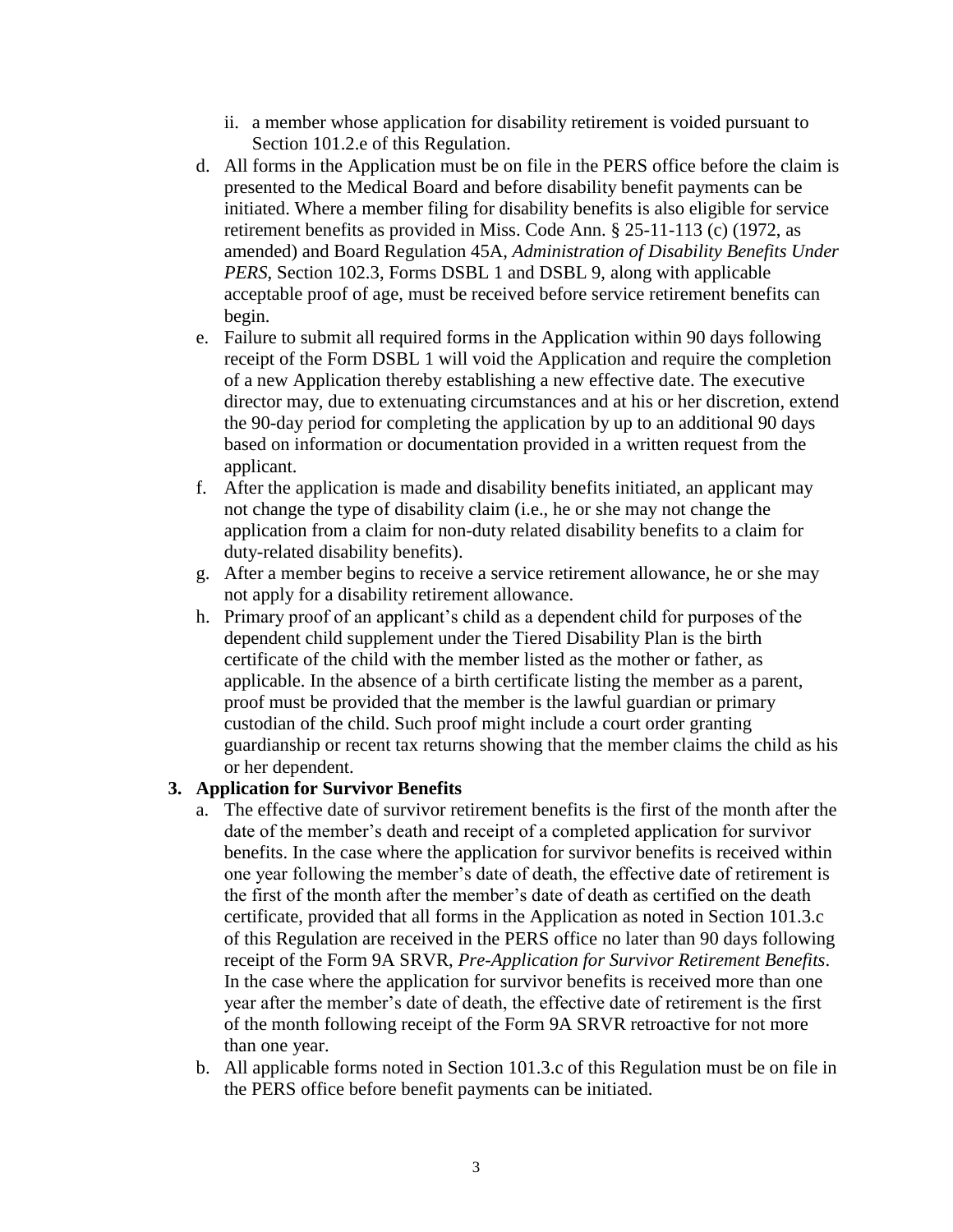ii. a member whose application for disability retirement is voided pursuant to Section 101.2.e of this Regulation.

d. All forms in the Application must be on file in the PERS office before the claim is presented to the Medical Board and before disability benefit payments can be initiated. Where a member filing for disability benefits is also eligible for service retirement benefits as provided in Miss. Code Ann. § 25-11-113 (c) (1972, as amended) and Board Regulation 45A, *Administration of Disability Benefits Under PERS*, Section 102.3, Forms DSBL 1 and DSBL 9, along with applicable acceptable proof of age, must be received before service retirement benefits can begin.

e. Failure to submit all required forms in the Application within 90 days following receipt of the Form DSBL 1 will void the Application and require the completion of a new Application thereby establishing a new effective date. The executive director may, due to extenuating circumstances and at his or her discretion, extend the 90-day period for completing the application by up to an additional 90 days based on information or documentation provided in a written request from the applicant.

f. After the application is made and disability benefits initiated, an applicant may not change the type of disability claim (i.e., he or she may not change the application from a claim for non-duty related disability benefits to a claim for duty-related disability benefits).

g. After a member begins to receive a service retirement allowance, he or she may not apply for a disability retirement allowance.

h. Primary proof of an applicant's child as a dependent child for purposes of the dependent child supplement under the Tiered Disability Plan is the birth certificate of the child with the member listed as the mother or father, as applicable. In the absence of a birth certificate listing the member as a parent, proof must be provided that the member is the lawful guardian or primary custodian of the child. Such proof might include a court order granting guardianship or recent tax returns showing that the member claims the child as his or her dependent.

**3. Application for Survivor Benefits**

a. The effective date of survivor retirement benefits is the first of the month after the date of the member's death and receipt of a completed application for survivor benefits. In the case where the application for survivor benefits is received within one year following the member's date of death, the effective date of retirement is the first of the month after the member's date of death as certified on the death certificate, provided that all forms in the Application as noted in Section 101.3.c of this Regulation are received in the PERS office no later than 90 days following receipt of the Form 9A SRVR, *Pre-Application for Survivor Retirement Benefits*. In the case where the application for survivor benefits is received more than one year after the member's date of death, the effective date of retirement is the first of the month following receipt of the Form 9A SRVR retroactive for not more than one year.

b. All applicable forms noted in Section 101.3.c of this Regulation must be on file in the PERS office before benefit payments can be initiated.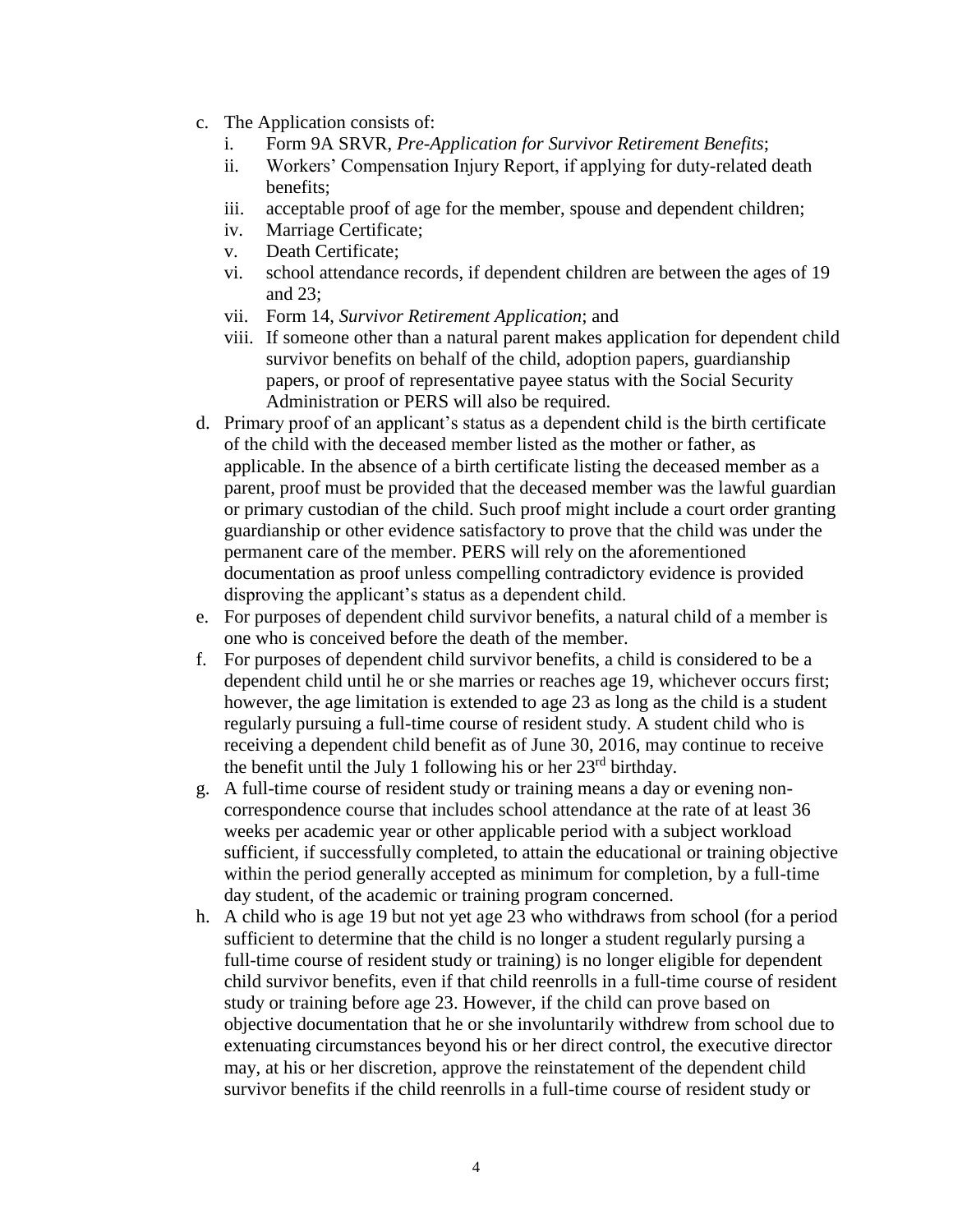c. The Application consists of:
   i. Form 9A SRVR, *Pre-Application for Survivor Retirement Benefits*;
   ii. Workers' Compensation Injury Report, if applying for duty-related death benefits;
   iii. acceptable proof of age for the member, spouse and dependent children;
   iv. Marriage Certificate;
   v. Death Certificate;
   vi. school attendance records, if dependent children are between the ages of 19 and 23;
   vii. Form 14, *Survivor Retirement Application*; and
   viii. If someone other than a natural parent makes application for dependent child survivor benefits on behalf of the child, adoption papers, guardianship papers, or proof of representative payee status with the Social Security Administration or PERS will also be required.

d. Primary proof of an applicant's status as a dependent child is the birth certificate of the child with the deceased member listed as the mother or father, as applicable. In the absence of a birth certificate listing the deceased member as a parent, proof must be provided that the deceased member was the lawful guardian or primary custodian of the child. Such proof might include a court order granting guardianship or other evidence satisfactory to prove that the child was under the permanent care of the member. PERS will rely on the aforementioned documentation as proof unless compelling contradictory evidence is provided disproving the applicant's status as a dependent child.

e. For purposes of dependent child survivor benefits, a natural child of a member is one who is conceived before the death of the member.

f. For purposes of dependent child survivor benefits, a child is considered to be a dependent child until he or she marries or reaches age 19, whichever occurs first; however, the age limitation is extended to age 23 as long as the child is a student regularly pursuing a full-time course of resident study. A student child who is receiving a dependent child benefit as of June 30, 2016, may continue to receive the benefit until the July 1 following his or her 23rd birthday.

g. A full-time course of resident study or training means a day or evening non-correspondence course that includes school attendance at the rate of at least 36 weeks per academic year or other applicable period with a subject workload sufficient, if successfully completed, to attain the educational or training objective within the period generally accepted as minimum for completion, by a full-time day student, of the academic or training program concerned.

h. A child who is age 19 but not yet age 23 who withdraws from school (for a period sufficient to determine that the child is no longer a student regularly pursing a full-time course of resident study or training) is no longer eligible for dependent child survivor benefits, even if that child reenrolls in a full-time course of resident study or training before age 23. However, if the child can prove based on objective documentation that he or she involuntarily withdrew from school due to extenuating circumstances beyond his or her direct control, the executive director may, at his or her discretion, approve the reinstatement of the dependent child survivor benefits if the child reenrolls in a full-time course of resident study or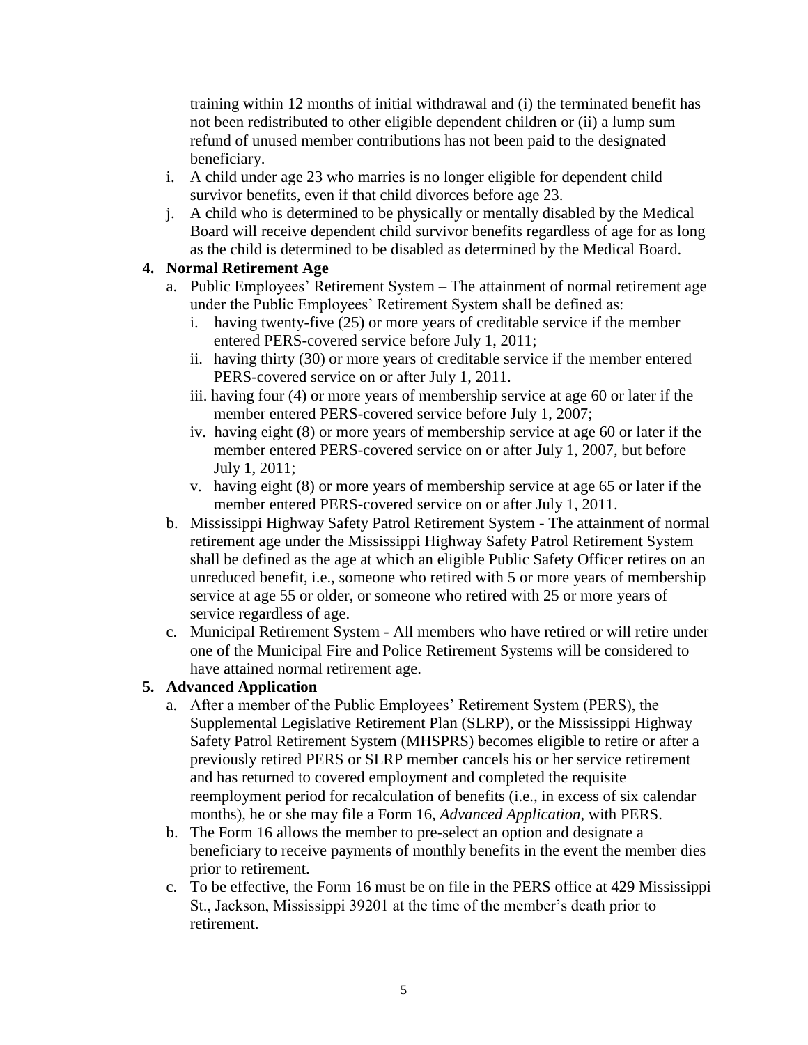training within 12 months of initial withdrawal and (i) the terminated benefit has not been redistributed to other eligible dependent children or (ii) a lump sum refund of unused member contributions has not been paid to the designated beneficiary.

i. A child under age 23 who marries is no longer eligible for dependent child survivor benefits, even if that child divorces before age 23.

j. A child who is determined to be physically or mentally disabled by the Medical Board will receive dependent child survivor benefits regardless of age for as long as the child is determined to be disabled as determined by the Medical Board.

**4. Normal Retirement Age**

a. Public Employees' Retirement System – The attainment of normal retirement age under the Public Employees' Retirement System shall be defined as:

   i. having twenty-five (25) or more years of creditable service if the member entered PERS-covered service before July 1, 2011;

   ii. having thirty (30) or more years of creditable service if the member entered PERS-covered service on or after July 1, 2011.

   iii. having four (4) or more years of membership service at age 60 or later if the member entered PERS-covered service before July 1, 2007;

   iv. having eight (8) or more years of membership service at age 60 or later if the member entered PERS-covered service on or after July 1, 2007, but before July 1, 2011;

   v. having eight (8) or more years of membership service at age 65 or later if the member entered PERS-covered service on or after July 1, 2011.

b. Mississippi Highway Safety Patrol Retirement System - The attainment of normal retirement age under the Mississippi Highway Safety Patrol Retirement System shall be defined as the age at which an eligible Public Safety Officer retires on an unreduced benefit, i.e., someone who retired with 5 or more years of membership service at age 55 or older, or someone who retired with 25 or more years of service regardless of age.

c. Municipal Retirement System - All members who have retired or will retire under one of the Municipal Fire and Police Retirement Systems will be considered to have attained normal retirement age.

**5. Advanced Application**

a. After a member of the Public Employees' Retirement System (PERS), the Supplemental Legislative Retirement Plan (SLRP), or the Mississippi Highway Safety Patrol Retirement System (MHSPRS) becomes eligible to retire or after a previously retired PERS or SLRP member cancels his or her service retirement and has returned to covered employment and completed the requisite reemployment period for recalculation of benefits (i.e., in excess of six calendar months), he or she may file a Form 16, *Advanced Application*, with PERS.

b. The Form 16 allows the member to pre-select an option and designate a beneficiary to receive payments of monthly benefits in the event the member dies prior to retirement.

c. To be effective, the Form 16 must be on file in the PERS office at 429 Mississippi St., Jackson, Mississippi 39201 at the time of the member's death prior to retirement.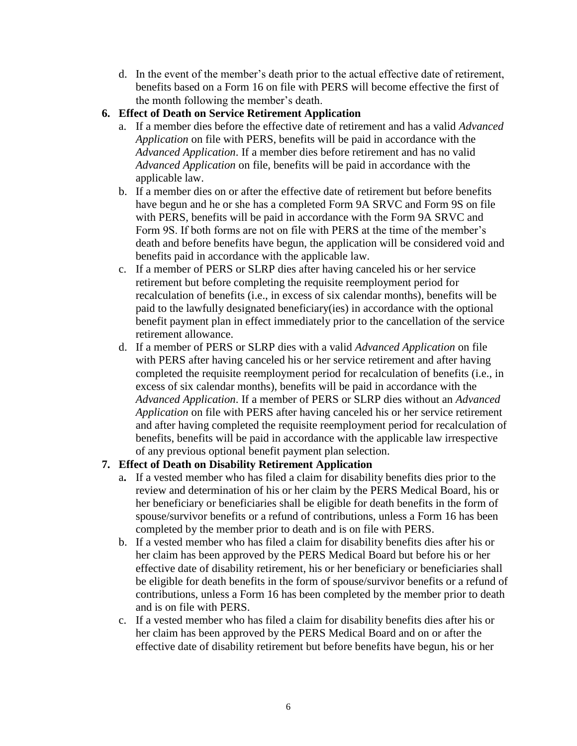d. In the event of the member's death prior to the actual effective date of retirement, benefits based on a Form 16 on file with PERS will become effective the first of the month following the member's death.

**6. Effect of Death on Service Retirement Application**

a. If a member dies before the effective date of retirement and has a valid *Advanced Application* on file with PERS, benefits will be paid in accordance with the *Advanced Application*. If a member dies before retirement and has no valid *Advanced Application* on file, benefits will be paid in accordance with the applicable law.

b. If a member dies on or after the effective date of retirement but before benefits have begun and he or she has a completed Form 9A SRVC and Form 9S on file with PERS, benefits will be paid in accordance with the Form 9A SRVC and Form 9S. If both forms are not on file with PERS at the time of the member's death and before benefits have begun, the application will be considered void and benefits paid in accordance with the applicable law.

c. If a member of PERS or SLRP dies after having canceled his or her service retirement but before completing the requisite reemployment period for recalculation of benefits (i.e., in excess of six calendar months), benefits will be paid to the lawfully designated beneficiary(ies) in accordance with the optional benefit payment plan in effect immediately prior to the cancellation of the service retirement allowance.

d. If a member of PERS or SLRP dies with a valid *Advanced Application* on file with PERS after having canceled his or her service retirement and after having completed the requisite reemployment period for recalculation of benefits (i.e., in excess of six calendar months), benefits will be paid in accordance with the *Advanced Application*. If a member of PERS or SLRP dies without an *Advanced Application* on file with PERS after having canceled his or her service retirement and after having completed the requisite reemployment period for recalculation of benefits, benefits will be paid in accordance with the applicable law irrespective of any previous optional benefit payment plan selection.

**7. Effect of Death on Disability Retirement Application**

a. If a vested member who has filed a claim for disability benefits dies prior to the review and determination of his or her claim by the PERS Medical Board, his or her beneficiary or beneficiaries shall be eligible for death benefits in the form of spouse/survivor benefits or a refund of contributions, unless a Form 16 has been completed by the member prior to death and is on file with PERS.

b. If a vested member who has filed a claim for disability benefits dies after his or her claim has been approved by the PERS Medical Board but before his or her effective date of disability retirement, his or her beneficiary or beneficiaries shall be eligible for death benefits in the form of spouse/survivor benefits or a refund of contributions, unless a Form 16 has been completed by the member prior to death and is on file with PERS.

c. If a vested member who has filed a claim for disability benefits dies after his or her claim has been approved by the PERS Medical Board and on or after the effective date of disability retirement but before benefits have begun, his or her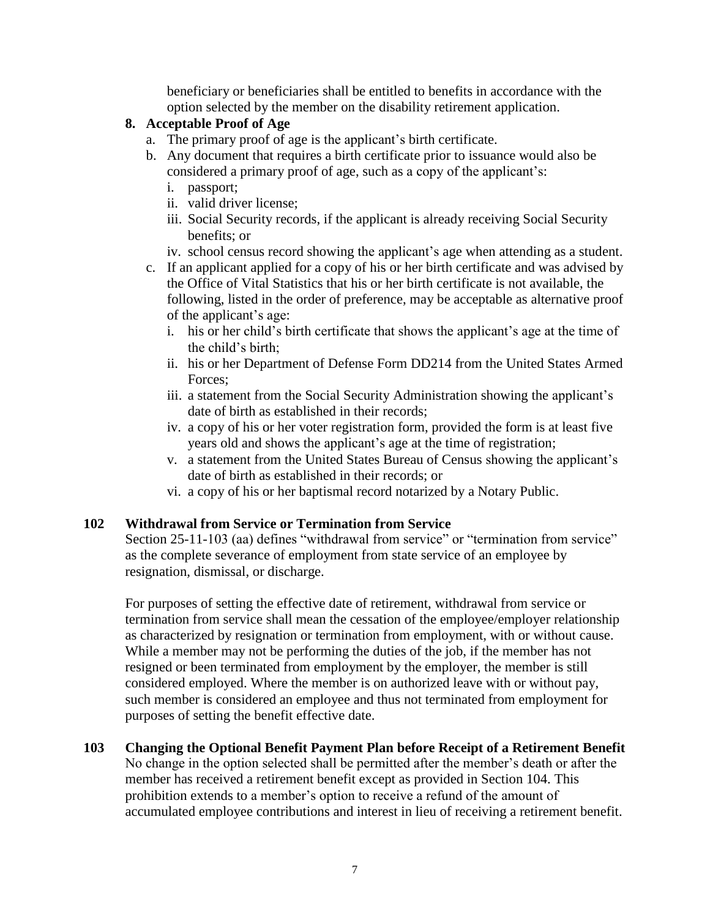beneficiary or beneficiaries shall be entitled to benefits in accordance with the option selected by the member on the disability retirement application.

**8. Acceptable Proof of Age**

a. The primary proof of age is the applicant's birth certificate.

b. Any document that requires a birth certificate prior to issuance would also be considered a primary proof of age, such as a copy of the applicant's:

  i. passport;

  ii. valid driver license;

  iii. Social Security records, if the applicant is already receiving Social Security benefits; or

  iv. school census record showing the applicant's age when attending as a student.

c. If an applicant applied for a copy of his or her birth certificate and was advised by the Office of Vital Statistics that his or her birth certificate is not available, the following, listed in the order of preference, may be acceptable as alternative proof of the applicant's age:

  i. his or her child's birth certificate that shows the applicant's age at the time of the child's birth;

  ii. his or her Department of Defense Form DD214 from the United States Armed Forces;

  iii. a statement from the Social Security Administration showing the applicant's date of birth as established in their records;

  iv. a copy of his or her voter registration form, provided the form is at least five years old and shows the applicant's age at the time of registration;

  v. a statement from the United States Bureau of Census showing the applicant's date of birth as established in their records; or

  vi. a copy of his or her baptismal record notarized by a Notary Public.

## 102 Withdrawal from Service or Termination from Service

Section 25-11-103 (aa) defines "withdrawal from service" or "termination from service" as the complete severance of employment from state service of an employee by resignation, dismissal, or discharge.

For purposes of setting the effective date of retirement, withdrawal from service or termination from service shall mean the cessation of the employee/employer relationship as characterized by resignation or termination from employment, with or without cause. While a member may not be performing the duties of the job, if the member has not resigned or been terminated from employment by the employer, the member is still considered employed. Where the member is on authorized leave with or without pay, such member is considered an employee and thus not terminated from employment for purposes of setting the benefit effective date.

## 103 Changing the Optional Benefit Payment Plan before Receipt of a Retirement Benefit

No change in the option selected shall be permitted after the member's death or after the member has received a retirement benefit except as provided in Section 104. This prohibition extends to a member's option to receive a refund of the amount of accumulated employee contributions and interest in lieu of receiving a retirement benefit.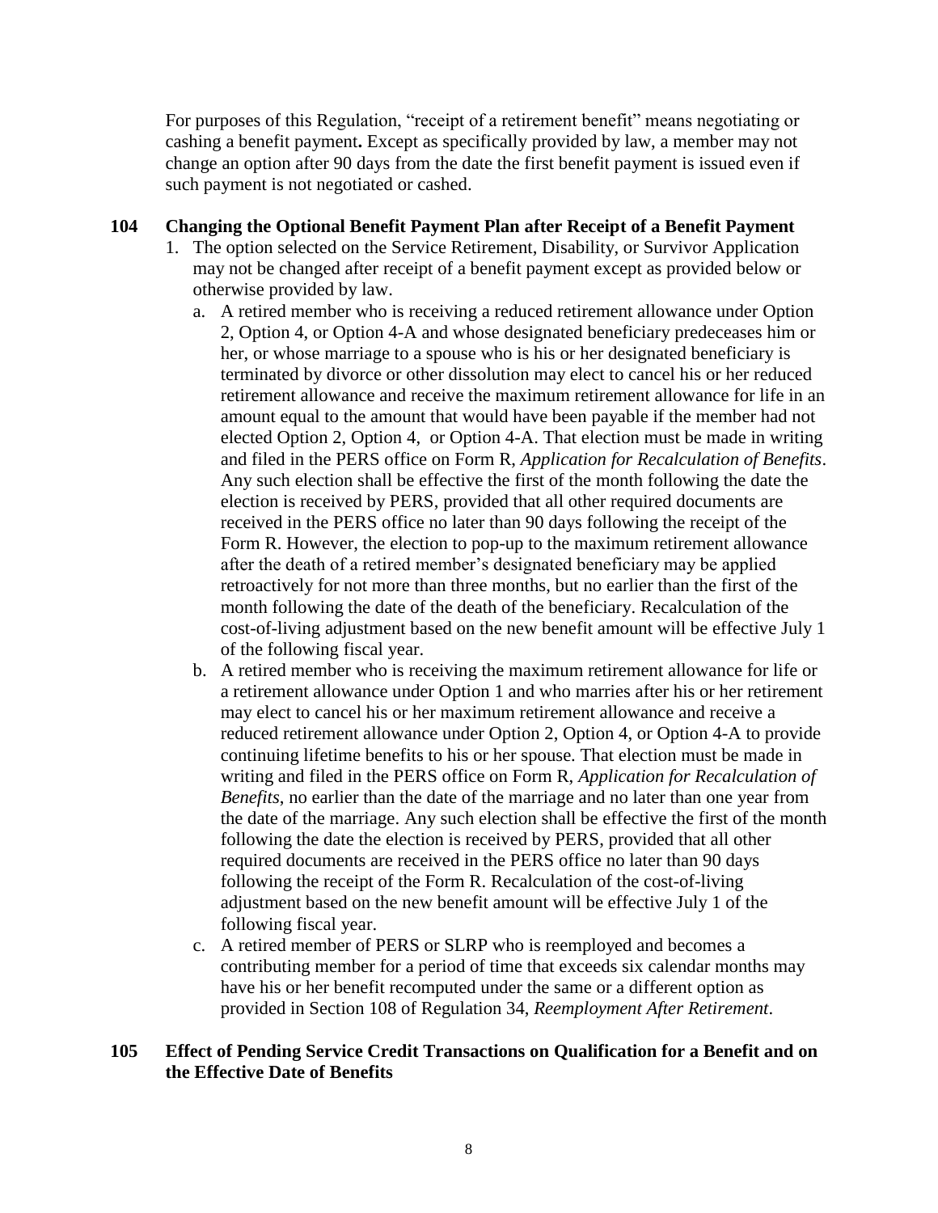For purposes of this Regulation, "receipt of a retirement benefit" means negotiating or cashing a benefit payment**.** Except as specifically provided by law, a member may not change an option after 90 days from the date the first benefit payment is issued even if such payment is not negotiated or cashed.

### 104 Changing the Optional Benefit Payment Plan after Receipt of a Benefit Payment

1. The option selected on the Service Retirement, Disability, or Survivor Application may not be changed after receipt of a benefit payment except as provided below or otherwise provided by law.
   a. A retired member who is receiving a reduced retirement allowance under Option 2, Option 4, or Option 4-A and whose designated beneficiary predeceases him or her, or whose marriage to a spouse who is his or her designated beneficiary is terminated by divorce or other dissolution may elect to cancel his or her reduced retirement allowance and receive the maximum retirement allowance for life in an amount equal to the amount that would have been payable if the member had not elected Option 2, Option 4, or Option 4-A. That election must be made in writing and filed in the PERS office on Form R, *Application for Recalculation of Benefits*. Any such election shall be effective the first of the month following the date the election is received by PERS, provided that all other required documents are received in the PERS office no later than 90 days following the receipt of the Form R. However, the election to pop-up to the maximum retirement allowance after the death of a retired member's designated beneficiary may be applied retroactively for not more than three months, but no earlier than the first of the month following the date of the death of the beneficiary. Recalculation of the cost-of-living adjustment based on the new benefit amount will be effective July 1 of the following fiscal year.
   b. A retired member who is receiving the maximum retirement allowance for life or a retirement allowance under Option 1 and who marries after his or her retirement may elect to cancel his or her maximum retirement allowance and receive a reduced retirement allowance under Option 2, Option 4, or Option 4-A to provide continuing lifetime benefits to his or her spouse. That election must be made in writing and filed in the PERS office on Form R, *Application for Recalculation of Benefits*, no earlier than the date of the marriage and no later than one year from the date of the marriage. Any such election shall be effective the first of the month following the date the election is received by PERS, provided that all other required documents are received in the PERS office no later than 90 days following the receipt of the Form R. Recalculation of the cost-of-living adjustment based on the new benefit amount will be effective July 1 of the following fiscal year.
   c. A retired member of PERS or SLRP who is reemployed and becomes a contributing member for a period of time that exceeds six calendar months may have his or her benefit recomputed under the same or a different option as provided in Section 108 of Regulation 34, *Reemployment After Retirement*.

### 105 Effect of Pending Service Credit Transactions on Qualification for a Benefit and on the Effective Date of Benefits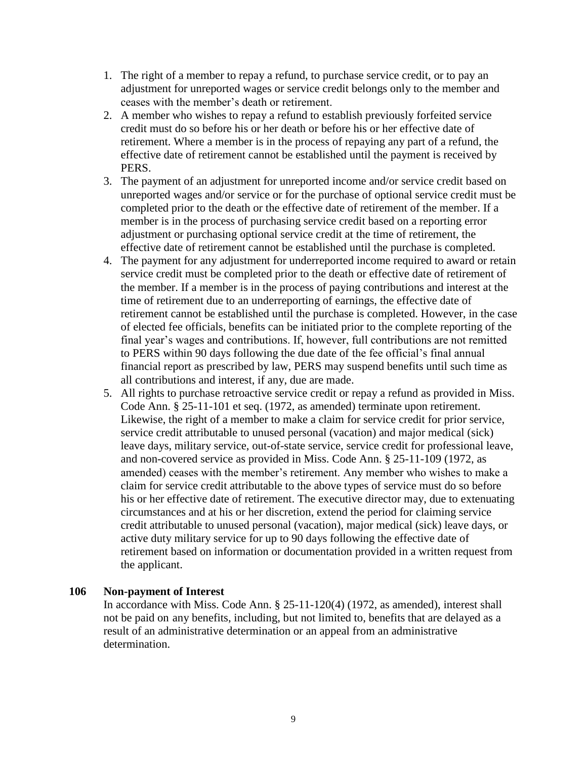1. The right of a member to repay a refund, to purchase service credit, or to pay an adjustment for unreported wages or service credit belongs only to the member and ceases with the member's death or retirement.
2. A member who wishes to repay a refund to establish previously forfeited service credit must do so before his or her death or before his or her effective date of retirement. Where a member is in the process of repaying any part of a refund, the effective date of retirement cannot be established until the payment is received by PERS.
3. The payment of an adjustment for unreported income and/or service credit based on unreported wages and/or service or for the purchase of optional service credit must be completed prior to the death or the effective date of retirement of the member. If a member is in the process of purchasing service credit based on a reporting error adjustment or purchasing optional service credit at the time of retirement, the effective date of retirement cannot be established until the purchase is completed.
4. The payment for any adjustment for underreported income required to award or retain service credit must be completed prior to the death or effective date of retirement of the member. If a member is in the process of paying contributions and interest at the time of retirement due to an underreporting of earnings, the effective date of retirement cannot be established until the purchase is completed. However, in the case of elected fee officials, benefits can be initiated prior to the complete reporting of the final year's wages and contributions. If, however, full contributions are not remitted to PERS within 90 days following the due date of the fee official's final annual financial report as prescribed by law, PERS may suspend benefits until such time as all contributions and interest, if any, due are made.
5. All rights to purchase retroactive service credit or repay a refund as provided in Miss. Code Ann. § 25-11-101 et seq. (1972, as amended) terminate upon retirement. Likewise, the right of a member to make a claim for service credit for prior service, service credit attributable to unused personal (vacation) and major medical (sick) leave days, military service, out-of-state service, service credit for professional leave, and non-covered service as provided in Miss. Code Ann. § 25-11-109 (1972, as amended) ceases with the member's retirement. Any member who wishes to make a claim for service credit attributable to the above types of service must do so before his or her effective date of retirement. The executive director may, due to extenuating circumstances and at his or her discretion, extend the period for claiming service credit attributable to unused personal (vacation), major medical (sick) leave days, or active duty military service for up to 90 days following the effective date of retirement based on information or documentation provided in a written request from the applicant.

### 106 Non-payment of Interest

In accordance with Miss. Code Ann. § 25-11-120(4) (1972, as amended), interest shall not be paid on any benefits, including, but not limited to, benefits that are delayed as a result of an administrative determination or an appeal from an administrative determination.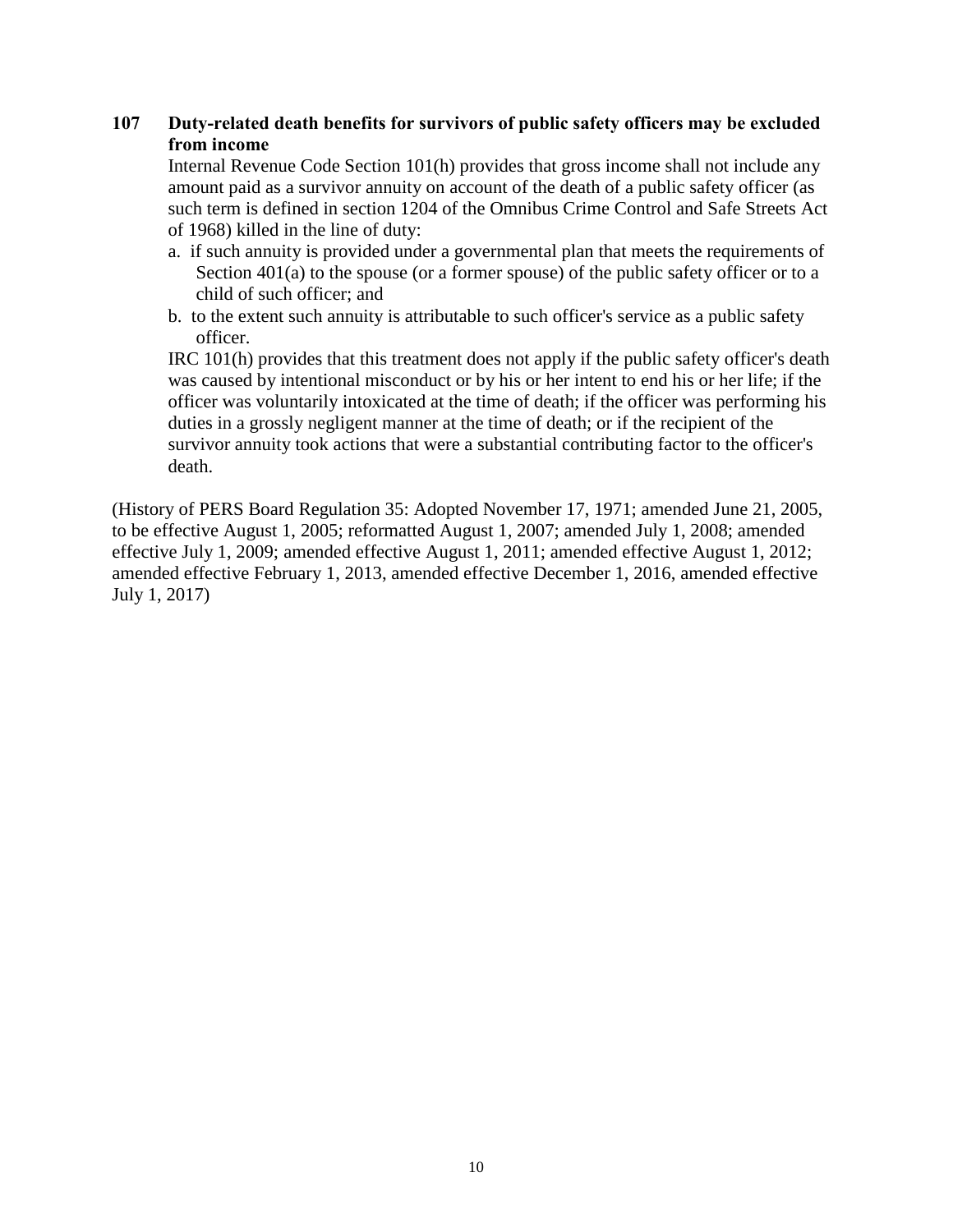**107 Duty-related death benefits for survivors of public safety officers may be excluded from income**

Internal Revenue Code Section 101(h) provides that gross income shall not include any amount paid as a survivor annuity on account of the death of a public safety officer (as such term is defined in section 1204 of the Omnibus Crime Control and Safe Streets Act of 1968) killed in the line of duty:

a. if such annuity is provided under a governmental plan that meets the requirements of Section 401(a) to the spouse (or a former spouse) of the public safety officer or to a child of such officer; and

b. to the extent such annuity is attributable to such officer's service as a public safety officer.

IRC 101(h) provides that this treatment does not apply if the public safety officer's death was caused by intentional misconduct or by his or her intent to end his or her life; if the officer was voluntarily intoxicated at the time of death; if the officer was performing his duties in a grossly negligent manner at the time of death; or if the recipient of the survivor annuity took actions that were a substantial contributing factor to the officer's death.

(History of PERS Board Regulation 35: Adopted November 17, 1971; amended June 21, 2005, to be effective August 1, 2005; reformatted August 1, 2007; amended July 1, 2008; amended effective July 1, 2009; amended effective August 1, 2011; amended effective August 1, 2012; amended effective February 1, 2013, amended effective December 1, 2016, amended effective July 1, 2017)